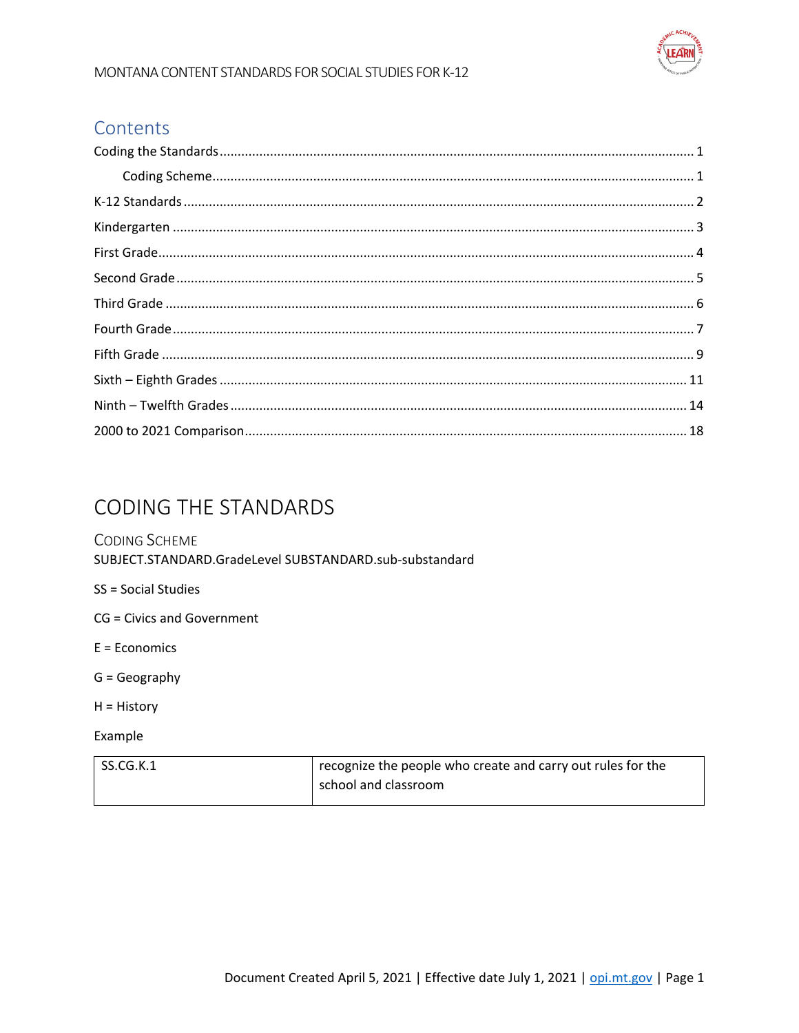# Contents

Coding the Standards ..... 1

Coding Scheme ..... 1

K-12 Standards ..... 2

Kindergarten ..... 3

First Grade ..... 4

Second Grade ..... 5

Third Grade ..... 6

Fourth Grade ..... 7

Fifth Grade ..... 9

Sixth – Eighth Grades ..... 11

Ninth – Twelfth Grades ..... 14

2000 to 2021 Comparison ..... 18

# CODING THE STANDARDS

## CODING SCHEME

SUBJECT.STANDARD.GradeLevel SUBSTANDARD.sub-substandard

SS = Social Studies

CG = Civics and Government

E = Economics

G = Geography

H = History

Example

| SS.CG.K.1 | recognize the people who create and carry out rules for the school and classroom |
|---|---|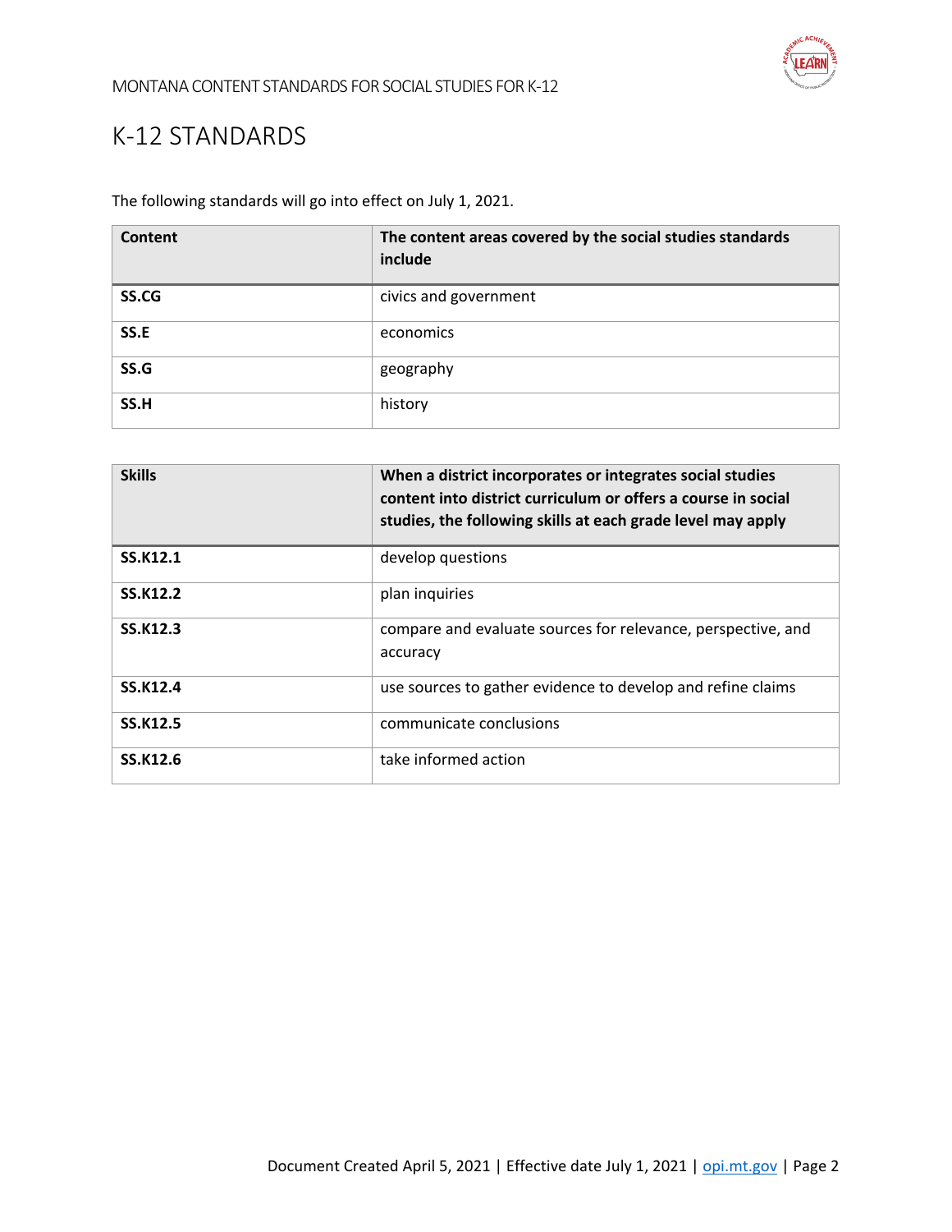# K-12 STANDARDS

The following standards will go into effect on July 1, 2021.

| Content | The content areas covered by the social studies standards include |
|---|---|
| **SS.CG** | civics and government |
| **SS.E** | economics |
| **SS.G** | geography |
| **SS.H** | history |

| Skills | When a district incorporates or integrates social studies content into district curriculum or offers a course in social studies, the following skills at each grade level may apply |
|---|---|
| **SS.K12.1** | develop questions |
| **SS.K12.2** | plan inquiries |
| **SS.K12.3** | compare and evaluate sources for relevance, perspective, and accuracy |
| **SS.K12.4** | use sources to gather evidence to develop and refine claims |
| **SS.K12.5** | communicate conclusions |
| **SS.K12.6** | take informed action |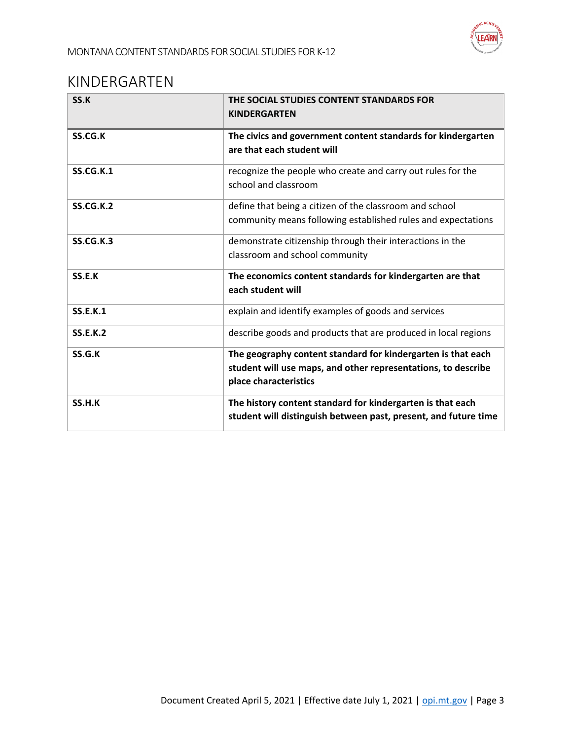# KINDERGARTEN

| **SS.K** | **THE SOCIAL STUDIES CONTENT STANDARDS FOR KINDERGARTEN** |
|---|---|
| **SS.CG.K** | **The civics and government content standards for kindergarten are that each student will** |
| **SS.CG.K.1** | recognize the people who create and carry out rules for the school and classroom |
| **SS.CG.K.2** | define that being a citizen of the classroom and school community means following established rules and expectations |
| **SS.CG.K.3** | demonstrate citizenship through their interactions in the classroom and school community |
| **SS.E.K** | **The economics content standards for kindergarten are that each student will** |
| **SS.E.K.1** | explain and identify examples of goods and services |
| **SS.E.K.2** | describe goods and products that are produced in local regions |
| **SS.G.K** | **The geography content standard for kindergarten is that each student will use maps, and other representations, to describe place characteristics** |
| **SS.H.K** | **The history content standard for kindergarten is that each student will distinguish between past, present, and future time** |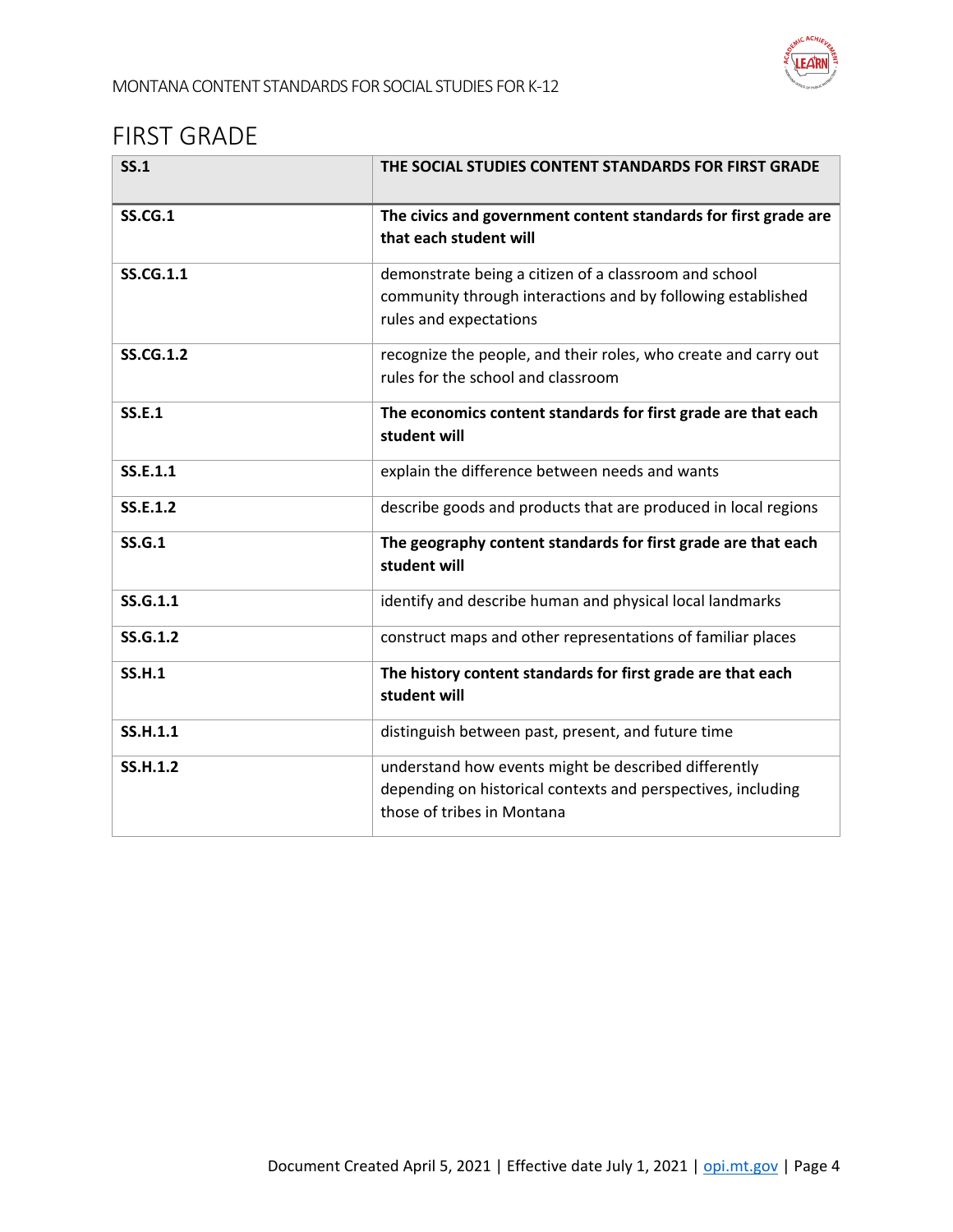# FIRST GRADE

| SS.1 | THE SOCIAL STUDIES CONTENT STANDARDS FOR FIRST GRADE |
|---|---|
| **SS.CG.1** | **The civics and government content standards for first grade are that each student will** |
| **SS.CG.1.1** | demonstrate being a citizen of a classroom and school community through interactions and by following established rules and expectations |
| **SS.CG.1.2** | recognize the people, and their roles, who create and carry out rules for the school and classroom |
| **SS.E.1** | **The economics content standards for first grade are that each student will** |
| **SS.E.1.1** | explain the difference between needs and wants |
| **SS.E.1.2** | describe goods and products that are produced in local regions |
| **SS.G.1** | **The geography content standards for first grade are that each student will** |
| **SS.G.1.1** | identify and describe human and physical local landmarks |
| **SS.G.1.2** | construct maps and other representations of familiar places |
| **SS.H.1** | **The history content standards for first grade are that each student will** |
| **SS.H.1.1** | distinguish between past, present, and future time |
| **SS.H.1.2** | understand how events might be described differently depending on historical contexts and perspectives, including those of tribes in Montana |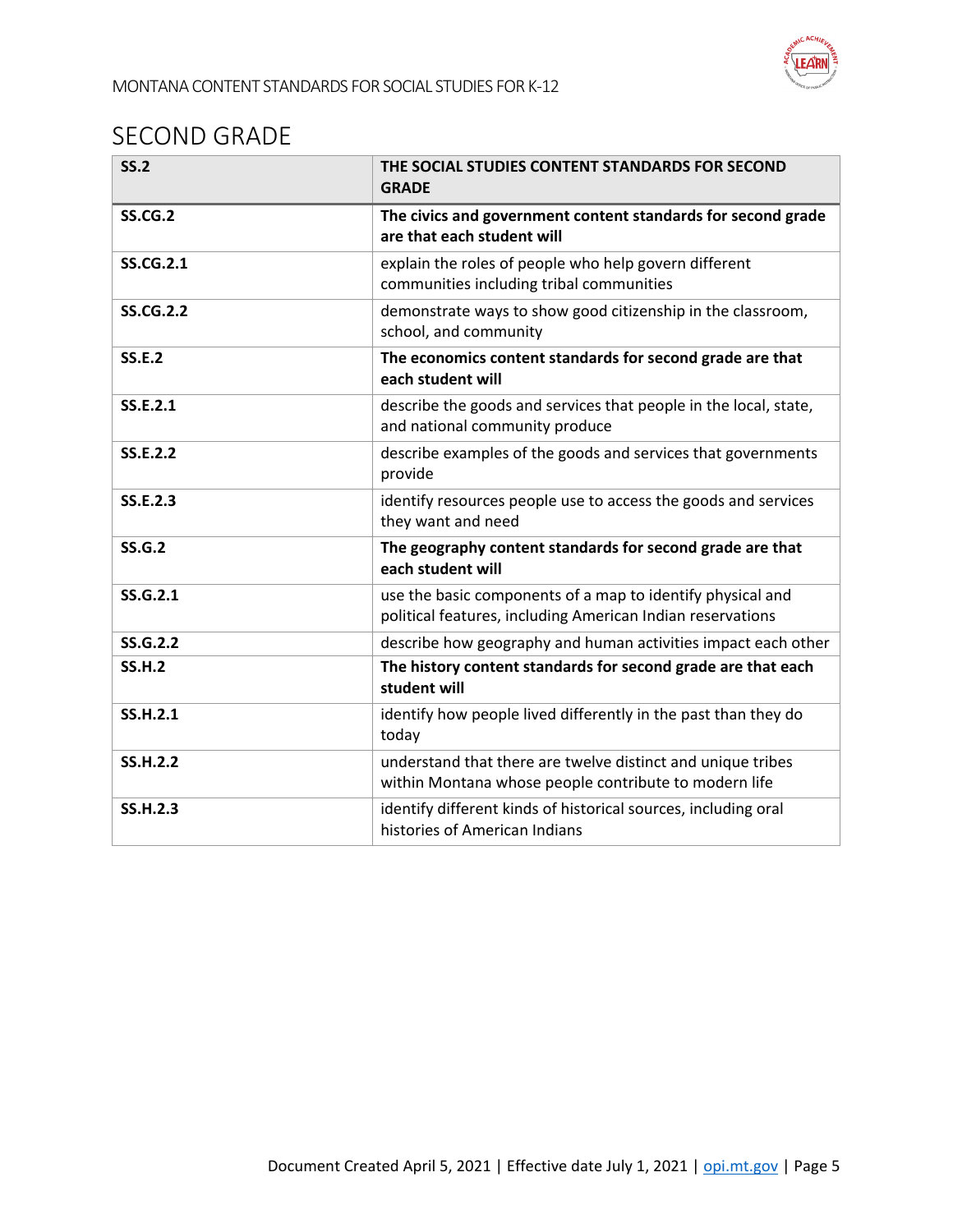# SECOND GRADE

| SS.2 | THE SOCIAL STUDIES CONTENT STANDARDS FOR SECOND GRADE |
|---|---|
| **SS.CG.2** | **The civics and government content standards for second grade are that each student will** |
| **SS.CG.2.1** | explain the roles of people who help govern different communities including tribal communities |
| **SS.CG.2.2** | demonstrate ways to show good citizenship in the classroom, school, and community |
| **SS.E.2** | **The economics content standards for second grade are that each student will** |
| **SS.E.2.1** | describe the goods and services that people in the local, state, and national community produce |
| **SS.E.2.2** | describe examples of the goods and services that governments provide |
| **SS.E.2.3** | identify resources people use to access the goods and services they want and need |
| **SS.G.2** | **The geography content standards for second grade are that each student will** |
| **SS.G.2.1** | use the basic components of a map to identify physical and political features, including American Indian reservations |
| **SS.G.2.2** | describe how geography and human activities impact each other |
| **SS.H.2** | **The history content standards for second grade are that each student will** |
| **SS.H.2.1** | identify how people lived differently in the past than they do today |
| **SS.H.2.2** | understand that there are twelve distinct and unique tribes within Montana whose people contribute to modern life |
| **SS.H.2.3** | identify different kinds of historical sources, including oral histories of American Indians |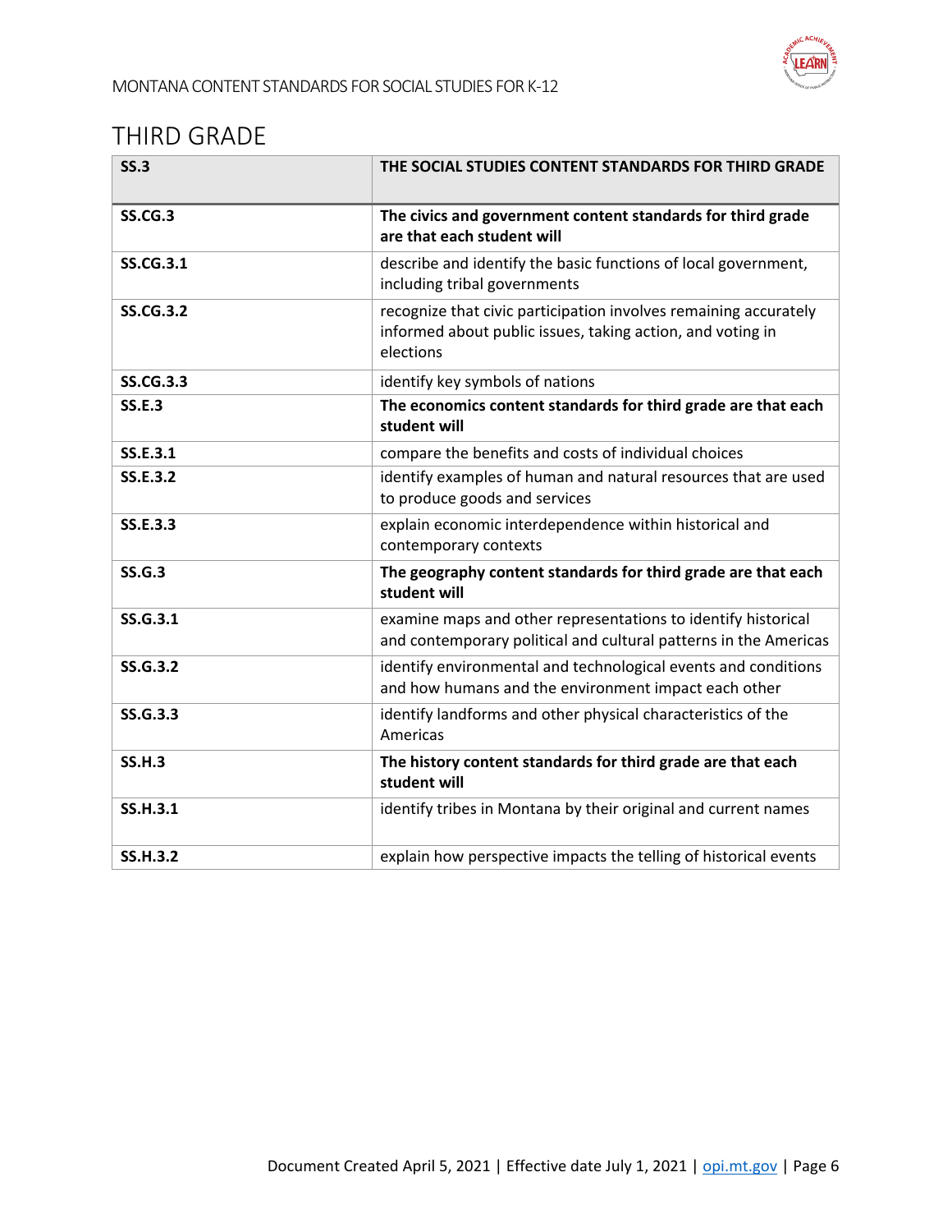## THIRD GRADE

| **SS.3** | **THE SOCIAL STUDIES CONTENT STANDARDS FOR THIRD GRADE** |
|---|---|
| **SS.CG.3** | **The civics and government content standards for third grade are that each student will** |
| **SS.CG.3.1** | describe and identify the basic functions of local government, including tribal governments |
| **SS.CG.3.2** | recognize that civic participation involves remaining accurately informed about public issues, taking action, and voting in elections |
| **SS.CG.3.3** | identify key symbols of nations |
| **SS.E.3** | **The economics content standards for third grade are that each student will** |
| **SS.E.3.1** | compare the benefits and costs of individual choices |
| **SS.E.3.2** | identify examples of human and natural resources that are used to produce goods and services |
| **SS.E.3.3** | explain economic interdependence within historical and contemporary contexts |
| **SS.G.3** | **The geography content standards for third grade are that each student will** |
| **SS.G.3.1** | examine maps and other representations to identify historical and contemporary political and cultural patterns in the Americas |
| **SS.G.3.2** | identify environmental and technological events and conditions and how humans and the environment impact each other |
| **SS.G.3.3** | identify landforms and other physical characteristics of the Americas |
| **SS.H.3** | **The history content standards for third grade are that each student will** |
| **SS.H.3.1** | identify tribes in Montana by their original and current names |
| **SS.H.3.2** | explain how perspective impacts the telling of historical events |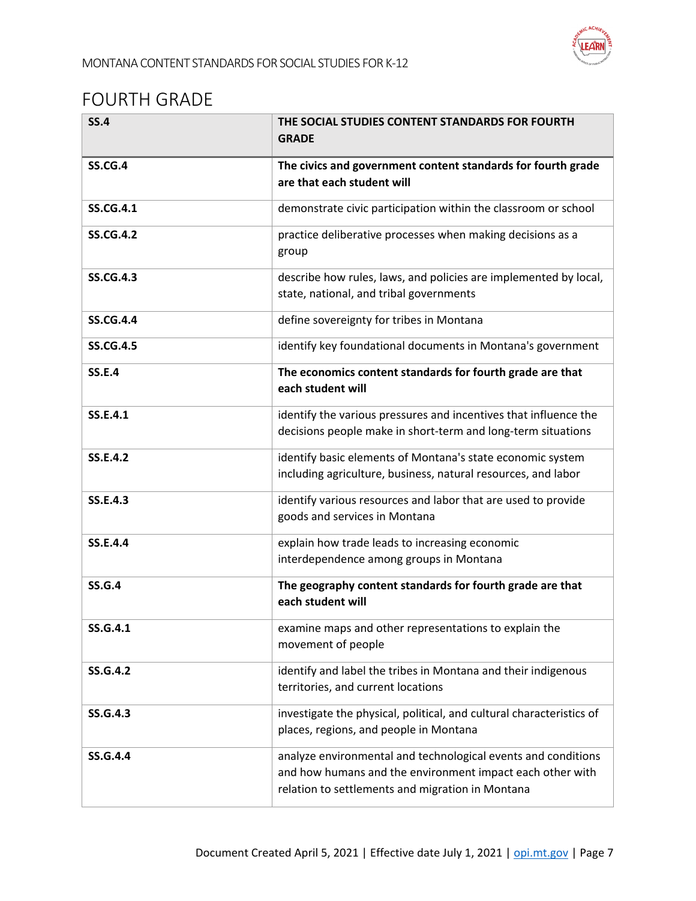# FOURTH GRADE

| **SS.4** | **THE SOCIAL STUDIES CONTENT STANDARDS FOR FOURTH GRADE** |
|---|---|
| **SS.CG.4** | **The civics and government content standards for fourth grade are that each student will** |
| **SS.CG.4.1** | demonstrate civic participation within the classroom or school |
| **SS.CG.4.2** | practice deliberative processes when making decisions as a group |
| **SS.CG.4.3** | describe how rules, laws, and policies are implemented by local, state, national, and tribal governments |
| **SS.CG.4.4** | define sovereignty for tribes in Montana |
| **SS.CG.4.5** | identify key foundational documents in Montana's government |
| **SS.E.4** | **The economics content standards for fourth grade are that each student will** |
| **SS.E.4.1** | identify the various pressures and incentives that influence the decisions people make in short-term and long-term situations |
| **SS.E.4.2** | identify basic elements of Montana's state economic system including agriculture, business, natural resources, and labor |
| **SS.E.4.3** | identify various resources and labor that are used to provide goods and services in Montana |
| **SS.E.4.4** | explain how trade leads to increasing economic interdependence among groups in Montana |
| **SS.G.4** | **The geography content standards for fourth grade are that each student will** |
| **SS.G.4.1** | examine maps and other representations to explain the movement of people |
| **SS.G.4.2** | identify and label the tribes in Montana and their indigenous territories, and current locations |
| **SS.G.4.3** | investigate the physical, political, and cultural characteristics of places, regions, and people in Montana |
| **SS.G.4.4** | analyze environmental and technological events and conditions and how humans and the environment impact each other with relation to settlements and migration in Montana |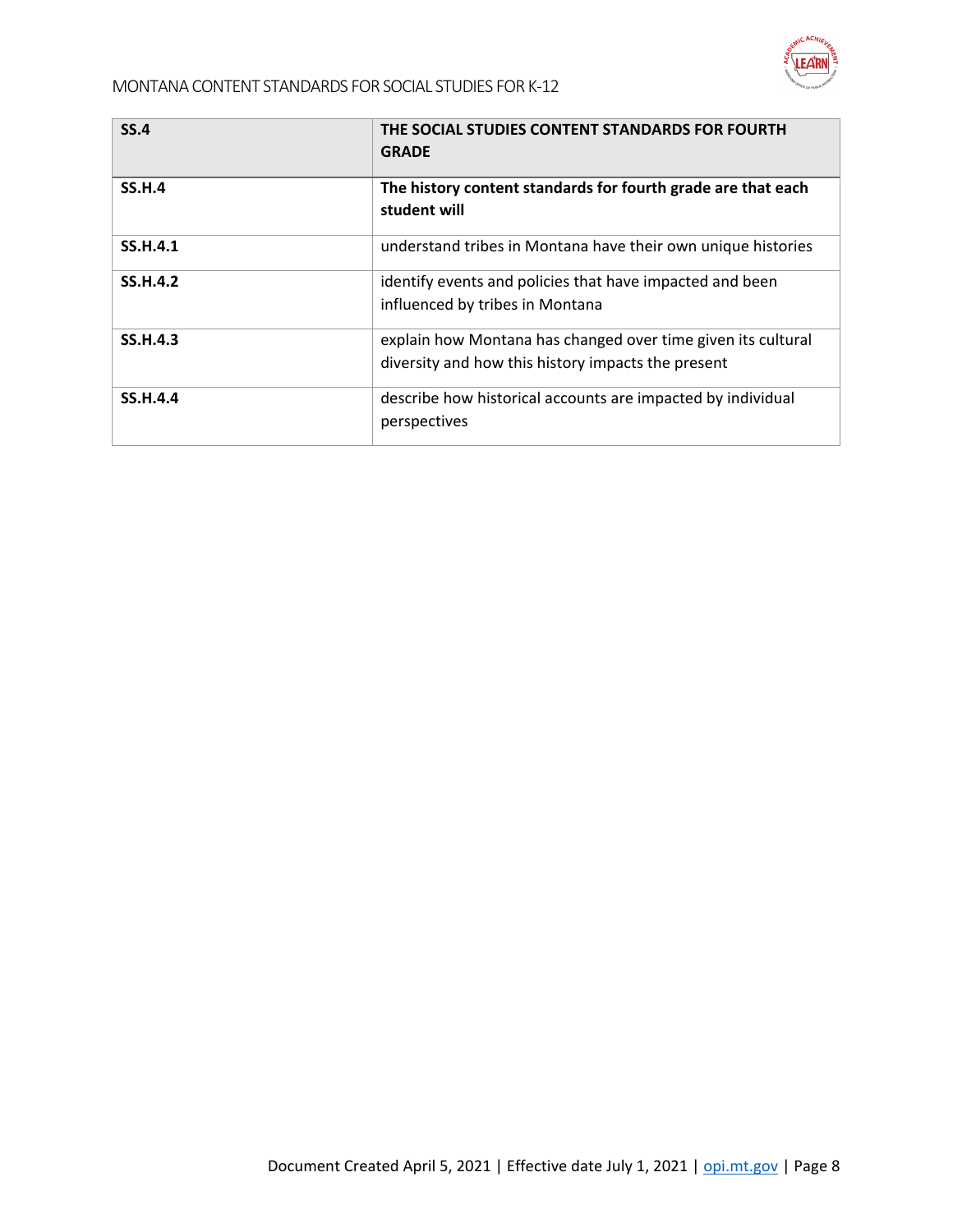| **SS.4** | **THE SOCIAL STUDIES CONTENT STANDARDS FOR FOURTH GRADE** |
| --- | --- |
| **SS.H.4** | **The history content standards for fourth grade are that each student will** |
| **SS.H.4.1** | understand tribes in Montana have their own unique histories |
| **SS.H.4.2** | identify events and policies that have impacted and been influenced by tribes in Montana |
| **SS.H.4.3** | explain how Montana has changed over time given its cultural diversity and how this history impacts the present |
| **SS.H.4.4** | describe how historical accounts are impacted by individual perspectives |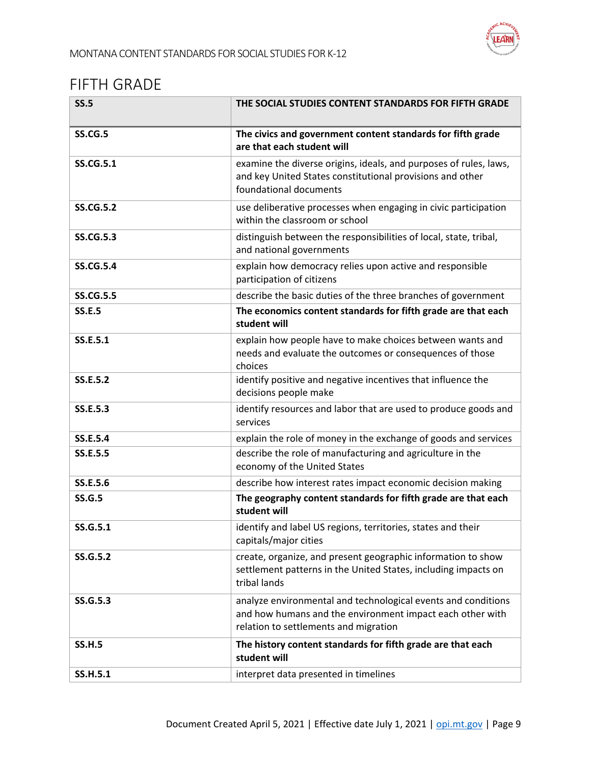# FIFTH GRADE

| SS.5 | THE SOCIAL STUDIES CONTENT STANDARDS FOR FIFTH GRADE |
|---|---|
| **SS.CG.5** | **The civics and government content standards for fifth grade are that each student will** |
| **SS.CG.5.1** | examine the diverse origins, ideals, and purposes of rules, laws, and key United States constitutional provisions and other foundational documents |
| **SS.CG.5.2** | use deliberative processes when engaging in civic participation within the classroom or school |
| **SS.CG.5.3** | distinguish between the responsibilities of local, state, tribal, and national governments |
| **SS.CG.5.4** | explain how democracy relies upon active and responsible participation of citizens |
| **SS.CG.5.5** | describe the basic duties of the three branches of government |
| **SS.E.5** | **The economics content standards for fifth grade are that each student will** |
| **SS.E.5.1** | explain how people have to make choices between wants and needs and evaluate the outcomes or consequences of those choices |
| **SS.E.5.2** | identify positive and negative incentives that influence the decisions people make |
| **SS.E.5.3** | identify resources and labor that are used to produce goods and services |
| **SS.E.5.4** | explain the role of money in the exchange of goods and services |
| **SS.E.5.5** | describe the role of manufacturing and agriculture in the economy of the United States |
| **SS.E.5.6** | describe how interest rates impact economic decision making |
| **SS.G.5** | **The geography content standards for fifth grade are that each student will** |
| **SS.G.5.1** | identify and label US regions, territories, states and their capitals/major cities |
| **SS.G.5.2** | create, organize, and present geographic information to show settlement patterns in the United States, including impacts on tribal lands |
| **SS.G.5.3** | analyze environmental and technological events and conditions and how humans and the environment impact each other with relation to settlements and migration |
| **SS.H.5** | **The history content standards for fifth grade are that each student will** |
| **SS.H.5.1** | interpret data presented in timelines |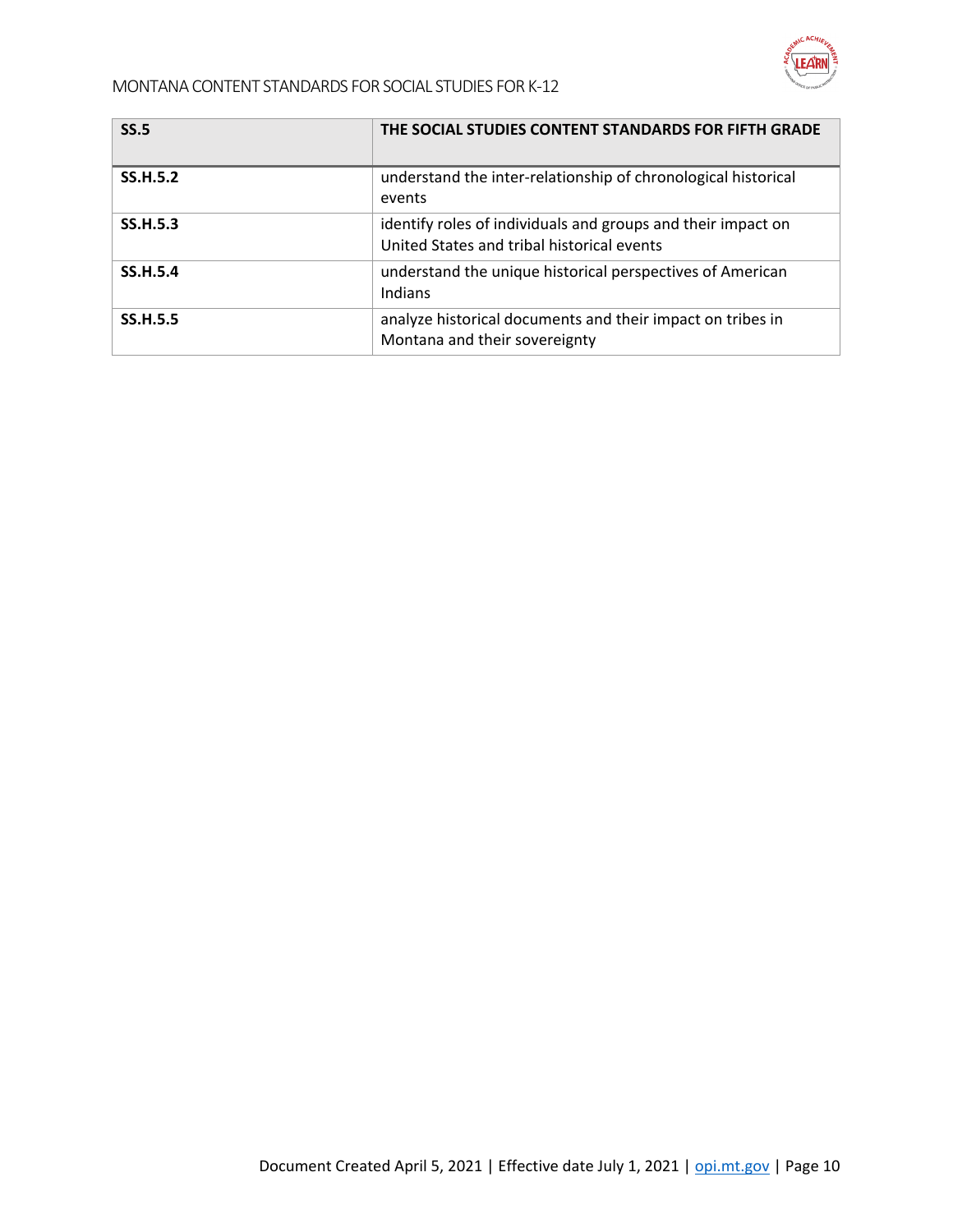| SS.5 | THE SOCIAL STUDIES CONTENT STANDARDS FOR FIFTH GRADE |
|---|---|
| **SS.H.5.2** | understand the inter-relationship of chronological historical events |
| **SS.H.5.3** | identify roles of individuals and groups and their impact on United States and tribal historical events |
| **SS.H.5.4** | understand the unique historical perspectives of American Indians |
| **SS.H.5.5** | analyze historical documents and their impact on tribes in Montana and their sovereignty |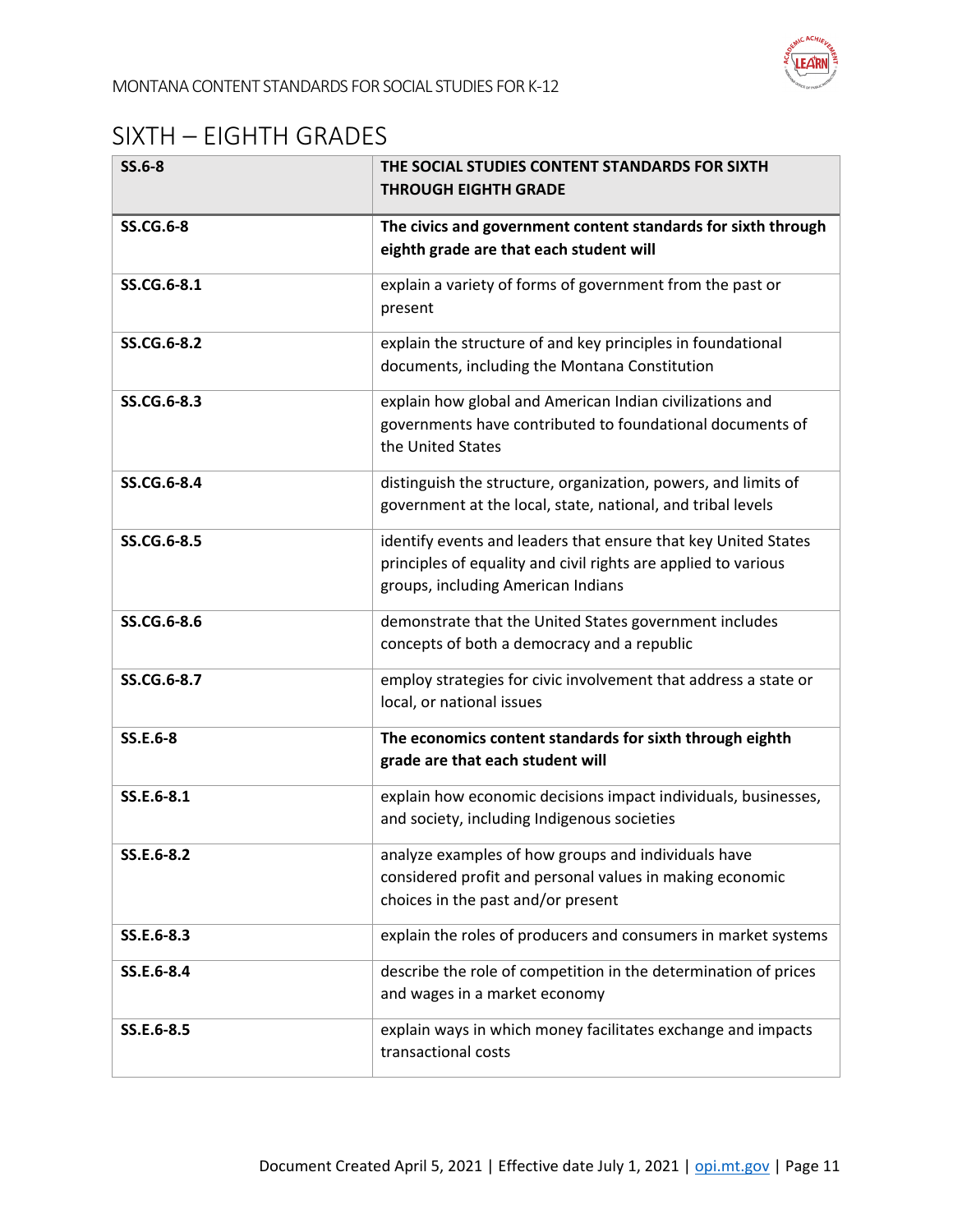## SIXTH – EIGHTH GRADES

| SS.6-8 | THE SOCIAL STUDIES CONTENT STANDARDS FOR SIXTH THROUGH EIGHTH GRADE |
|---|---|
| **SS.CG.6-8** | **The civics and government content standards for sixth through eighth grade are that each student will** |
| **SS.CG.6-8.1** | explain a variety of forms of government from the past or present |
| **SS.CG.6-8.2** | explain the structure of and key principles in foundational documents, including the Montana Constitution |
| **SS.CG.6-8.3** | explain how global and American Indian civilizations and governments have contributed to foundational documents of the United States |
| **SS.CG.6-8.4** | distinguish the structure, organization, powers, and limits of government at the local, state, national, and tribal levels |
| **SS.CG.6-8.5** | identify events and leaders that ensure that key United States principles of equality and civil rights are applied to various groups, including American Indians |
| **SS.CG.6-8.6** | demonstrate that the United States government includes concepts of both a democracy and a republic |
| **SS.CG.6-8.7** | employ strategies for civic involvement that address a state or local, or national issues |
| **SS.E.6-8** | **The economics content standards for sixth through eighth grade are that each student will** |
| **SS.E.6-8.1** | explain how economic decisions impact individuals, businesses, and society, including Indigenous societies |
| **SS.E.6-8.2** | analyze examples of how groups and individuals have considered profit and personal values in making economic choices in the past and/or present |
| **SS.E.6-8.3** | explain the roles of producers and consumers in market systems |
| **SS.E.6-8.4** | describe the role of competition in the determination of prices and wages in a market economy |
| **SS.E.6-8.5** | explain ways in which money facilitates exchange and impacts transactional costs |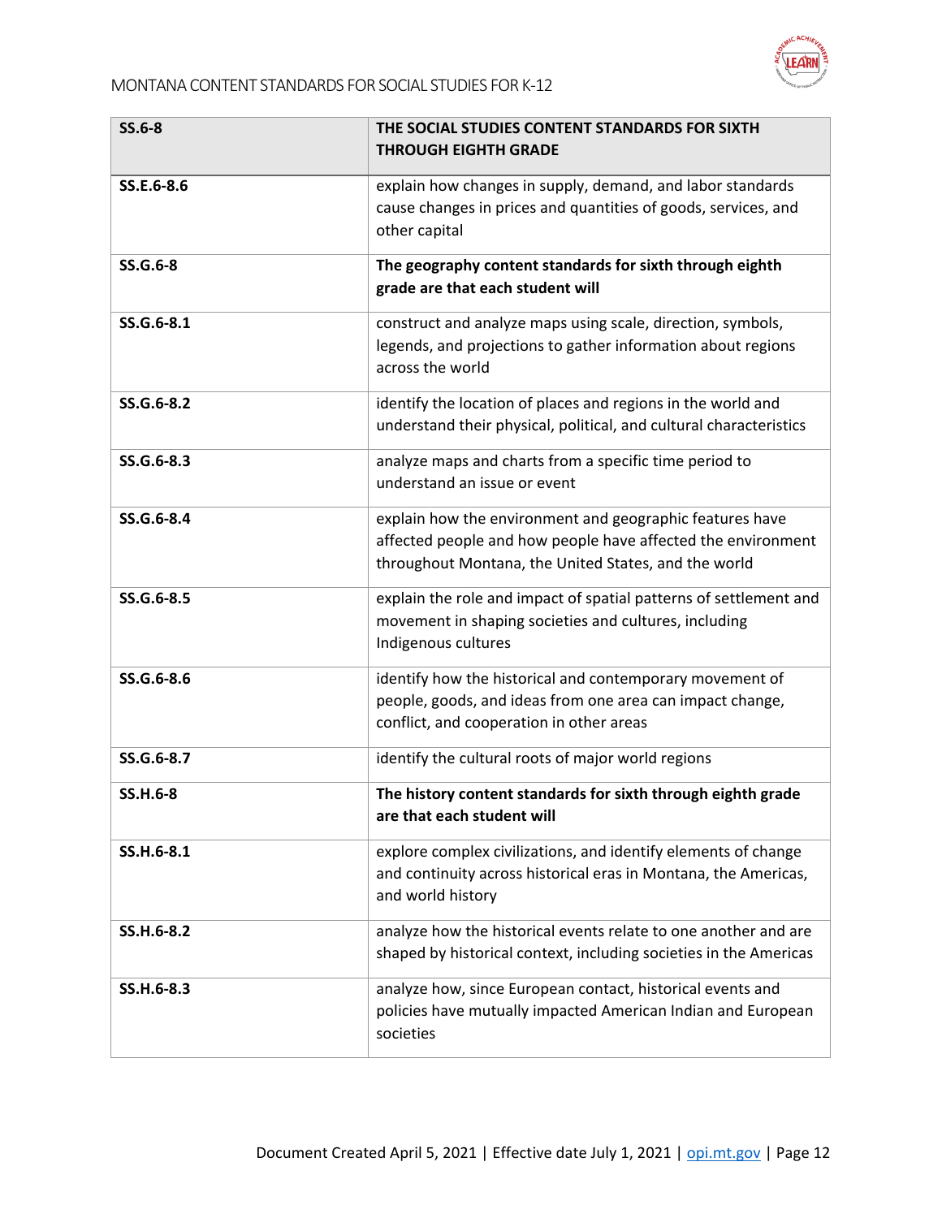| SS.6-8 | THE SOCIAL STUDIES CONTENT STANDARDS FOR SIXTH THROUGH EIGHTH GRADE |
|---|---|
| SS.E.6-8.6 | explain how changes in supply, demand, and labor standards cause changes in prices and quantities of goods, services, and other capital |
| **SS.G.6-8** | **The geography content standards for sixth through eighth grade are that each student will** |
| SS.G.6-8.1 | construct and analyze maps using scale, direction, symbols, legends, and projections to gather information about regions across the world |
| SS.G.6-8.2 | identify the location of places and regions in the world and understand their physical, political, and cultural characteristics |
| SS.G.6-8.3 | analyze maps and charts from a specific time period to understand an issue or event |
| SS.G.6-8.4 | explain how the environment and geographic features have affected people and how people have affected the environment throughout Montana, the United States, and the world |
| SS.G.6-8.5 | explain the role and impact of spatial patterns of settlement and movement in shaping societies and cultures, including Indigenous cultures |
| SS.G.6-8.6 | identify how the historical and contemporary movement of people, goods, and ideas from one area can impact change, conflict, and cooperation in other areas |
| SS.G.6-8.7 | identify the cultural roots of major world regions |
| **SS.H.6-8** | **The history content standards for sixth through eighth grade are that each student will** |
| SS.H.6-8.1 | explore complex civilizations, and identify elements of change and continuity across historical eras in Montana, the Americas, and world history |
| SS.H.6-8.2 | analyze how the historical events relate to one another and are shaped by historical context, including societies in the Americas |
| SS.H.6-8.3 | analyze how, since European contact, historical events and policies have mutually impacted American Indian and European societies |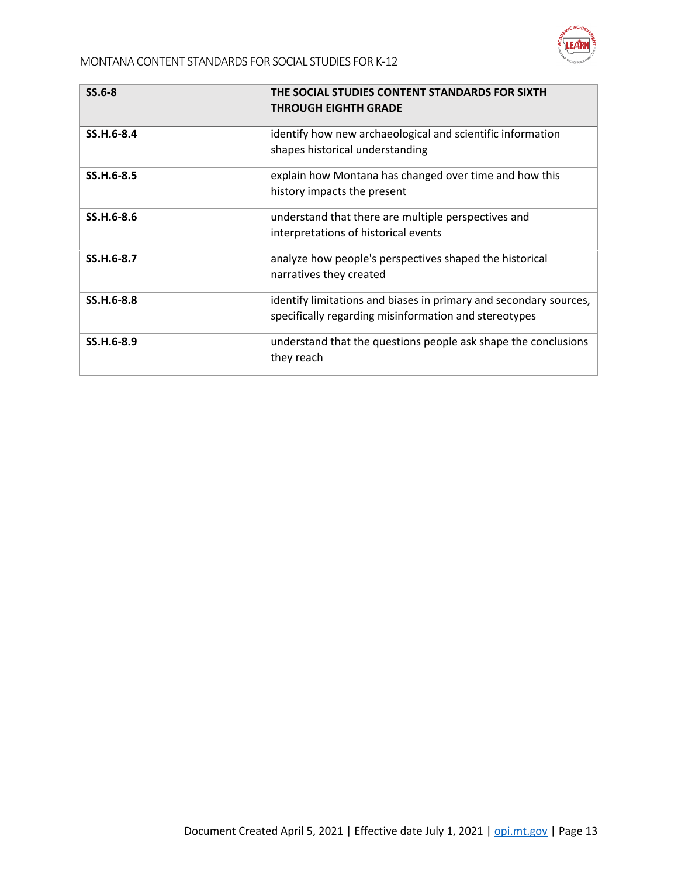| SS.6-8 | THE SOCIAL STUDIES CONTENT STANDARDS FOR SIXTH THROUGH EIGHTH GRADE |
|---|---|
| SS.H.6-8.4 | identify how new archaeological and scientific information shapes historical understanding |
| SS.H.6-8.5 | explain how Montana has changed over time and how this history impacts the present |
| SS.H.6-8.6 | understand that there are multiple perspectives and interpretations of historical events |
| SS.H.6-8.7 | analyze how people's perspectives shaped the historical narratives they created |
| SS.H.6-8.8 | identify limitations and biases in primary and secondary sources, specifically regarding misinformation and stereotypes |
| SS.H.6-8.9 | understand that the questions people ask shape the conclusions they reach |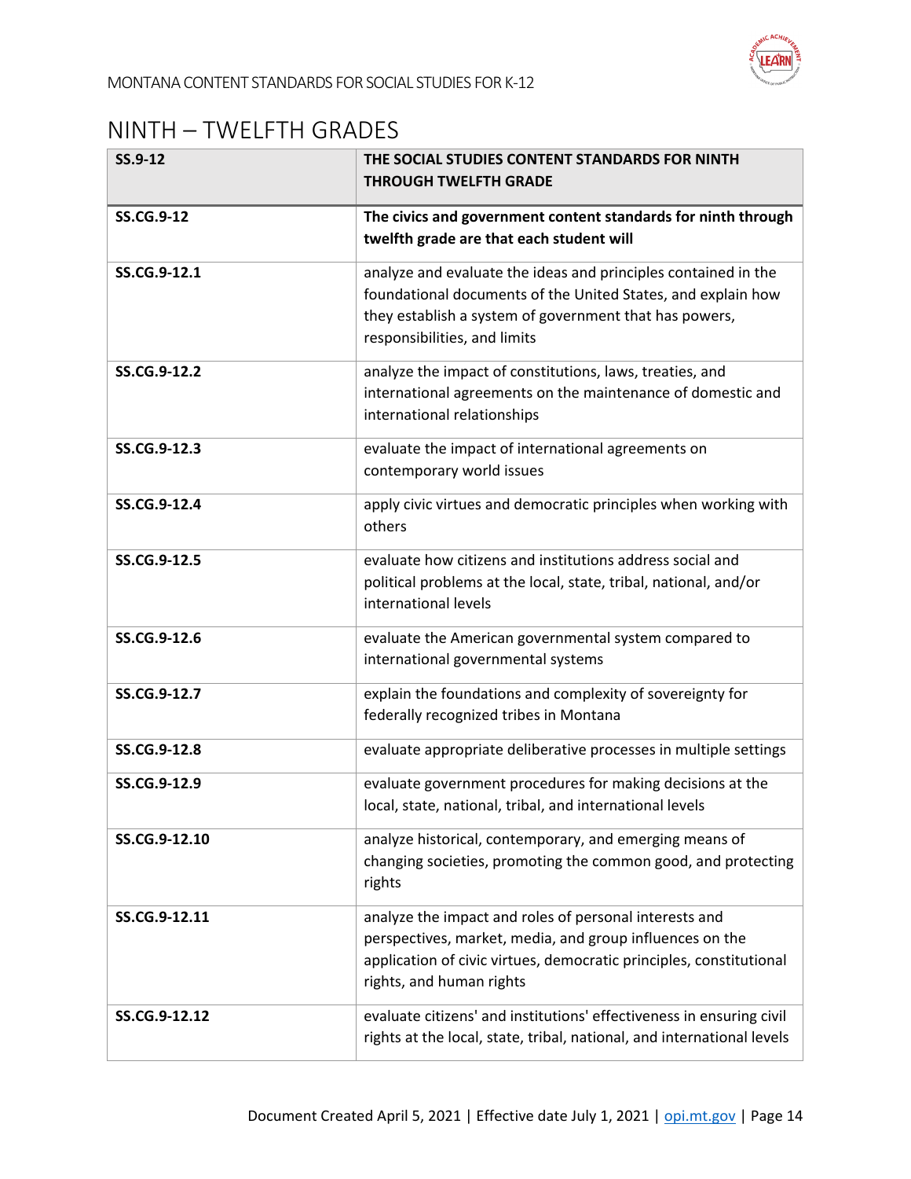## NINTH – TWELFTH GRADES

| SS.9-12 | THE SOCIAL STUDIES CONTENT STANDARDS FOR NINTH THROUGH TWELFTH GRADE |
|---|---|
| **SS.CG.9-12** | **The civics and government content standards for ninth through twelfth grade are that each student will** |
| **SS.CG.9-12.1** | analyze and evaluate the ideas and principles contained in the foundational documents of the United States, and explain how they establish a system of government that has powers, responsibilities, and limits |
| **SS.CG.9-12.2** | analyze the impact of constitutions, laws, treaties, and international agreements on the maintenance of domestic and international relationships |
| **SS.CG.9-12.3** | evaluate the impact of international agreements on contemporary world issues |
| **SS.CG.9-12.4** | apply civic virtues and democratic principles when working with others |
| **SS.CG.9-12.5** | evaluate how citizens and institutions address social and political problems at the local, state, tribal, national, and/or international levels |
| **SS.CG.9-12.6** | evaluate the American governmental system compared to international governmental systems |
| **SS.CG.9-12.7** | explain the foundations and complexity of sovereignty for federally recognized tribes in Montana |
| **SS.CG.9-12.8** | evaluate appropriate deliberative processes in multiple settings |
| **SS.CG.9-12.9** | evaluate government procedures for making decisions at the local, state, national, tribal, and international levels |
| **SS.CG.9-12.10** | analyze historical, contemporary, and emerging means of changing societies, promoting the common good, and protecting rights |
| **SS.CG.9-12.11** | analyze the impact and roles of personal interests and perspectives, market, media, and group influences on the application of civic virtues, democratic principles, constitutional rights, and human rights |
| **SS.CG.9-12.12** | evaluate citizens' and institutions' effectiveness in ensuring civil rights at the local, state, tribal, national, and international levels |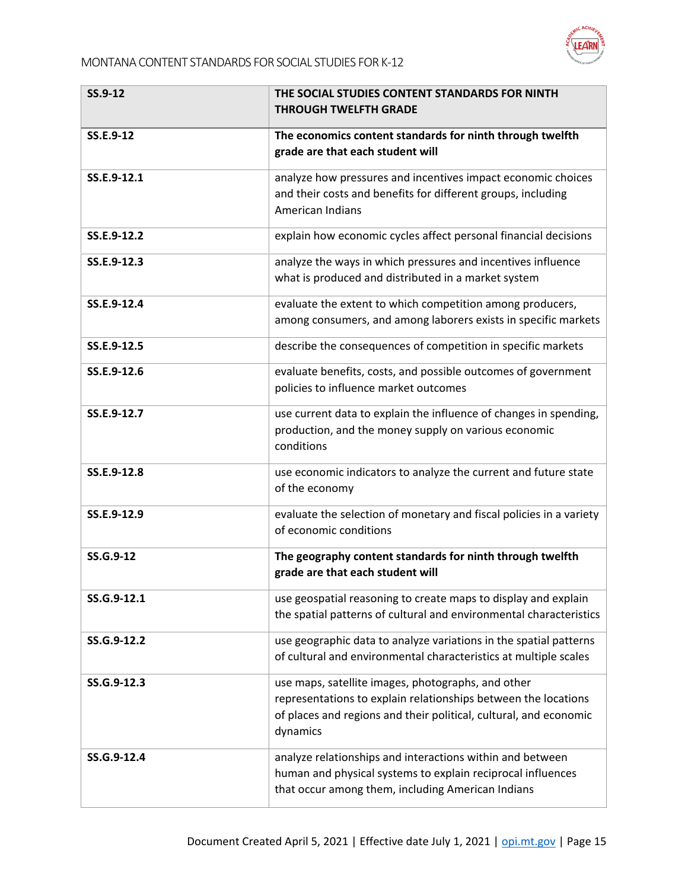| SS.9-12 | THE SOCIAL STUDIES CONTENT STANDARDS FOR NINTH THROUGH TWELFTH GRADE |
| --- | --- |
| **SS.E.9-12** | **The economics content standards for ninth through twelfth grade are that each student will** |
| **SS.E.9-12.1** | analyze how pressures and incentives impact economic choices and their costs and benefits for different groups, including American Indians |
| **SS.E.9-12.2** | explain how economic cycles affect personal financial decisions |
| **SS.E.9-12.3** | analyze the ways in which pressures and incentives influence what is produced and distributed in a market system |
| **SS.E.9-12.4** | evaluate the extent to which competition among producers, among consumers, and among laborers exists in specific markets |
| **SS.E.9-12.5** | describe the consequences of competition in specific markets |
| **SS.E.9-12.6** | evaluate benefits, costs, and possible outcomes of government policies to influence market outcomes |
| **SS.E.9-12.7** | use current data to explain the influence of changes in spending, production, and the money supply on various economic conditions |
| **SS.E.9-12.8** | use economic indicators to analyze the current and future state of the economy |
| **SS.E.9-12.9** | evaluate the selection of monetary and fiscal policies in a variety of economic conditions |
| **SS.G.9-12** | **The geography content standards for ninth through twelfth grade are that each student will** |
| **SS.G.9-12.1** | use geospatial reasoning to create maps to display and explain the spatial patterns of cultural and environmental characteristics |
| **SS.G.9-12.2** | use geographic data to analyze variations in the spatial patterns of cultural and environmental characteristics at multiple scales |
| **SS.G.9-12.3** | use maps, satellite images, photographs, and other representations to explain relationships between the locations of places and regions and their political, cultural, and economic dynamics |
| **SS.G.9-12.4** | analyze relationships and interactions within and between human and physical systems to explain reciprocal influences that occur among them, including American Indians |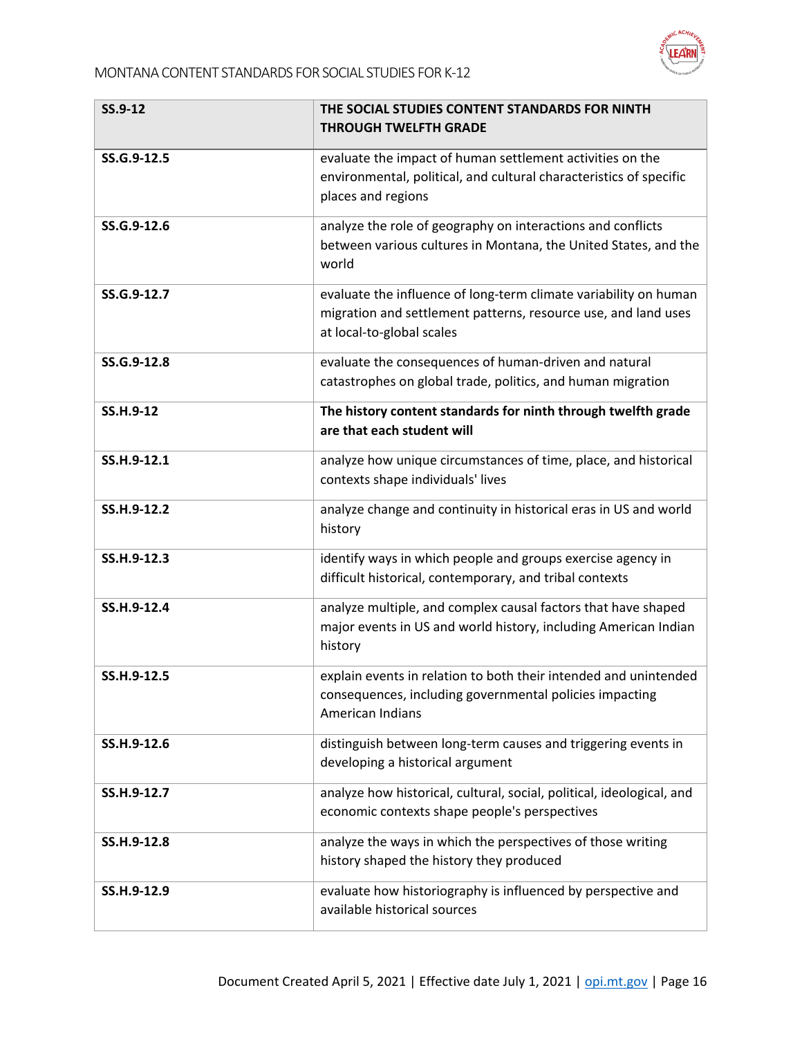| SS.9-12 | THE SOCIAL STUDIES CONTENT STANDARDS FOR NINTH THROUGH TWELFTH GRADE |
|---|---|
| SS.G.9-12.5 | evaluate the impact of human settlement activities on the environmental, political, and cultural characteristics of specific places and regions |
| SS.G.9-12.6 | analyze the role of geography on interactions and conflicts between various cultures in Montana, the United States, and the world |
| SS.G.9-12.7 | evaluate the influence of long-term climate variability on human migration and settlement patterns, resource use, and land uses at local-to-global scales |
| SS.G.9-12.8 | evaluate the consequences of human-driven and natural catastrophes on global trade, politics, and human migration |
| **SS.H.9-12** | **The history content standards for ninth through twelfth grade are that each student will** |
| SS.H.9-12.1 | analyze how unique circumstances of time, place, and historical contexts shape individuals' lives |
| SS.H.9-12.2 | analyze change and continuity in historical eras in US and world history |
| SS.H.9-12.3 | identify ways in which people and groups exercise agency in difficult historical, contemporary, and tribal contexts |
| SS.H.9-12.4 | analyze multiple, and complex causal factors that have shaped major events in US and world history, including American Indian history |
| SS.H.9-12.5 | explain events in relation to both their intended and unintended consequences, including governmental policies impacting American Indians |
| SS.H.9-12.6 | distinguish between long-term causes and triggering events in developing a historical argument |
| SS.H.9-12.7 | analyze how historical, cultural, social, political, ideological, and economic contexts shape people's perspectives |
| SS.H.9-12.8 | analyze the ways in which the perspectives of those writing history shaped the history they produced |
| SS.H.9-12.9 | evaluate how historiography is influenced by perspective and available historical sources |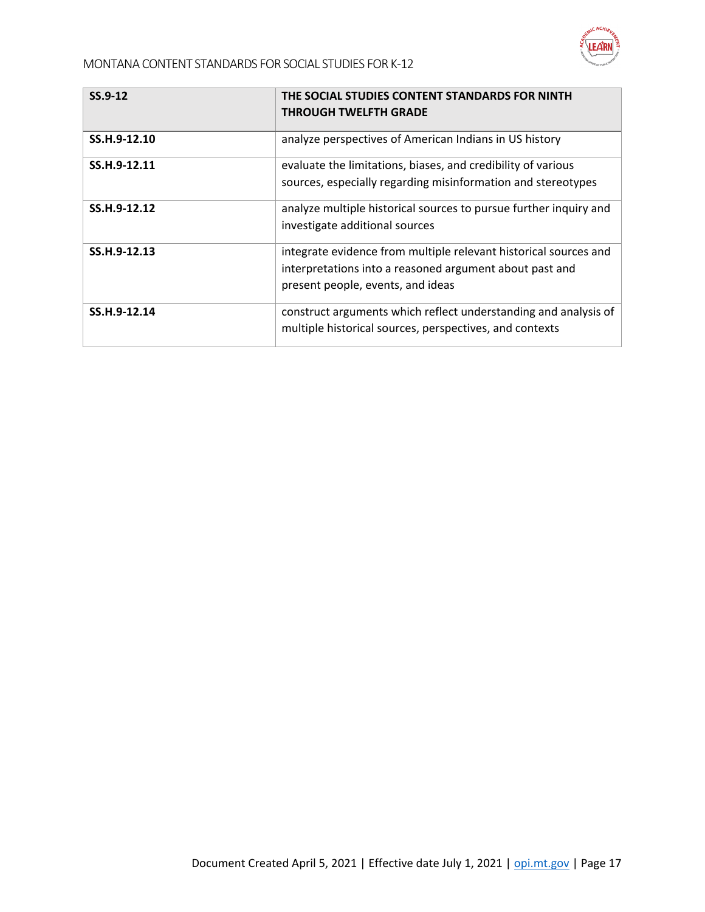| SS.9-12 | THE SOCIAL STUDIES CONTENT STANDARDS FOR NINTH THROUGH TWELFTH GRADE |
|---|---|
| **SS.H.9-12.10** | analyze perspectives of American Indians in US history |
| **SS.H.9-12.11** | evaluate the limitations, biases, and credibility of various sources, especially regarding misinformation and stereotypes |
| **SS.H.9-12.12** | analyze multiple historical sources to pursue further inquiry and investigate additional sources |
| **SS.H.9-12.13** | integrate evidence from multiple relevant historical sources and interpretations into a reasoned argument about past and present people, events, and ideas |
| **SS.H.9-12.14** | construct arguments which reflect understanding and analysis of multiple historical sources, perspectives, and contexts |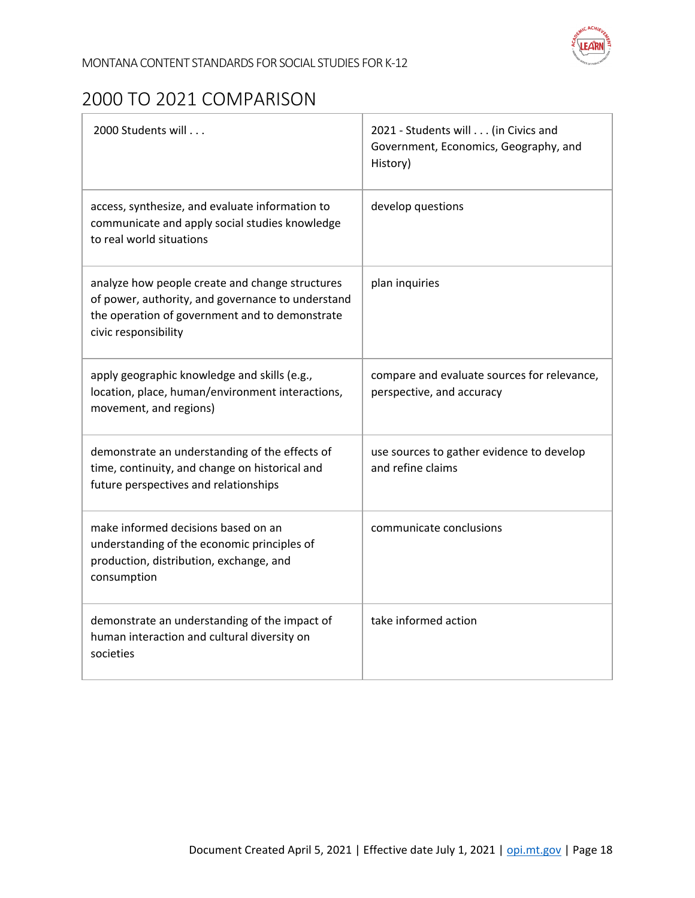## 2000 TO 2021 COMPARISON

| 2000 Students will . . . | 2021 - Students will . . . (in Civics and Government, Economics, Geography, and History) |
| --- | --- |
| access, synthesize, and evaluate information to communicate and apply social studies knowledge to real world situations | develop questions |
| analyze how people create and change structures of power, authority, and governance to understand the operation of government and to demonstrate civic responsibility | plan inquiries |
| apply geographic knowledge and skills (e.g., location, place, human/environment interactions, movement, and regions) | compare and evaluate sources for relevance, perspective, and accuracy |
| demonstrate an understanding of the effects of time, continuity, and change on historical and future perspectives and relationships | use sources to gather evidence to develop and refine claims |
| make informed decisions based on an understanding of the economic principles of production, distribution, exchange, and consumption | communicate conclusions |
| demonstrate an understanding of the impact of human interaction and cultural diversity on societies | take informed action |